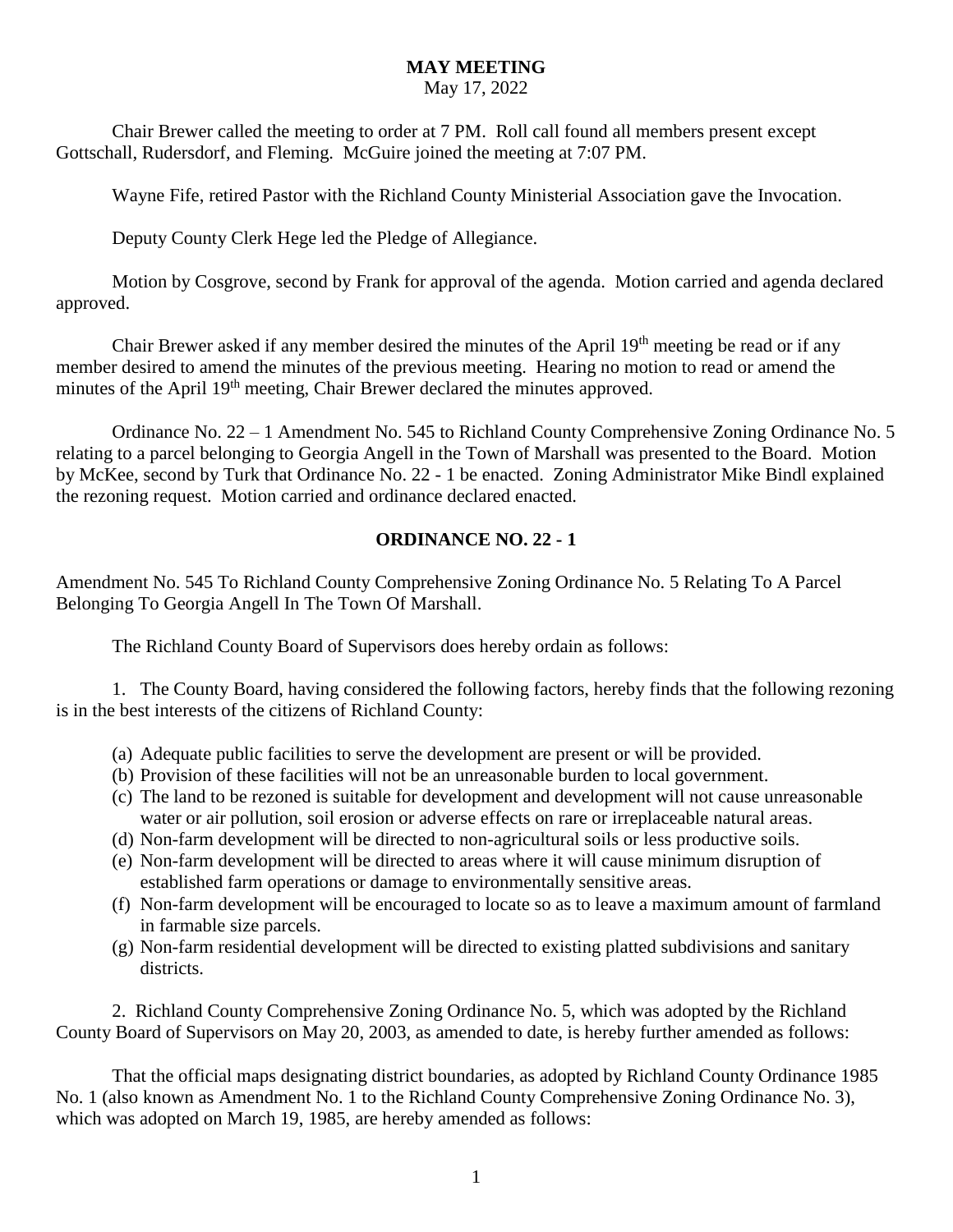# MAY MEETING

May 17, 2022

Chair Brewer called the meeting to order at 7 PM. Roll call found all members present except Gottschall, Rudersdorf, and Fleming. McGuire joined the meeting at 7:07 PM.

Wayne Fife, retired Pastor with the Richland County Ministerial Association gave the Invocation.

Deputy County Clerk Hege led the Pledge of Allegiance.

Motion by Cosgrove, second by Frank for approval of the agenda. Motion carried and agenda declared approved.

Chair Brewer asked if any member desired the minutes of the April 19th meeting be read or if any member desired to amend the minutes of the previous meeting. Hearing no motion to read or amend the minutes of the April 19th meeting, Chair Brewer declared the minutes approved.

Ordinance No. 22 – 1 Amendment No. 545 to Richland County Comprehensive Zoning Ordinance No. 5 relating to a parcel belonging to Georgia Angell in the Town of Marshall was presented to the Board. Motion by McKee, second by Turk that Ordinance No. 22 - 1 be enacted. Zoning Administrator Mike Bindl explained the rezoning request. Motion carried and ordinance declared enacted.

## ORDINANCE NO. 22 - 1

Amendment No. 545 To Richland County Comprehensive Zoning Ordinance No. 5 Relating To A Parcel Belonging To Georgia Angell In The Town Of Marshall.

The Richland County Board of Supervisors does hereby ordain as follows:

1. The County Board, having considered the following factors, hereby finds that the following rezoning is in the best interests of the citizens of Richland County:

   (a) Adequate public facilities to serve the development are present or will be provided.
   (b) Provision of these facilities will not be an unreasonable burden to local government.
   (c) The land to be rezoned is suitable for development and development will not cause unreasonable water or air pollution, soil erosion or adverse effects on rare or irreplaceable natural areas.
   (d) Non-farm development will be directed to non-agricultural soils or less productive soils.
   (e) Non-farm development will be directed to areas where it will cause minimum disruption of established farm operations or damage to environmentally sensitive areas.
   (f) Non-farm development will be encouraged to locate so as to leave a maximum amount of farmland in farmable size parcels.
   (g) Non-farm residential development will be directed to existing platted subdivisions and sanitary districts.

2. Richland County Comprehensive Zoning Ordinance No. 5, which was adopted by the Richland County Board of Supervisors on May 20, 2003, as amended to date, is hereby further amended as follows:

That the official maps designating district boundaries, as adopted by Richland County Ordinance 1985 No. 1 (also known as Amendment No. 1 to the Richland County Comprehensive Zoning Ordinance No. 3), which was adopted on March 19, 1985, are hereby amended as follows: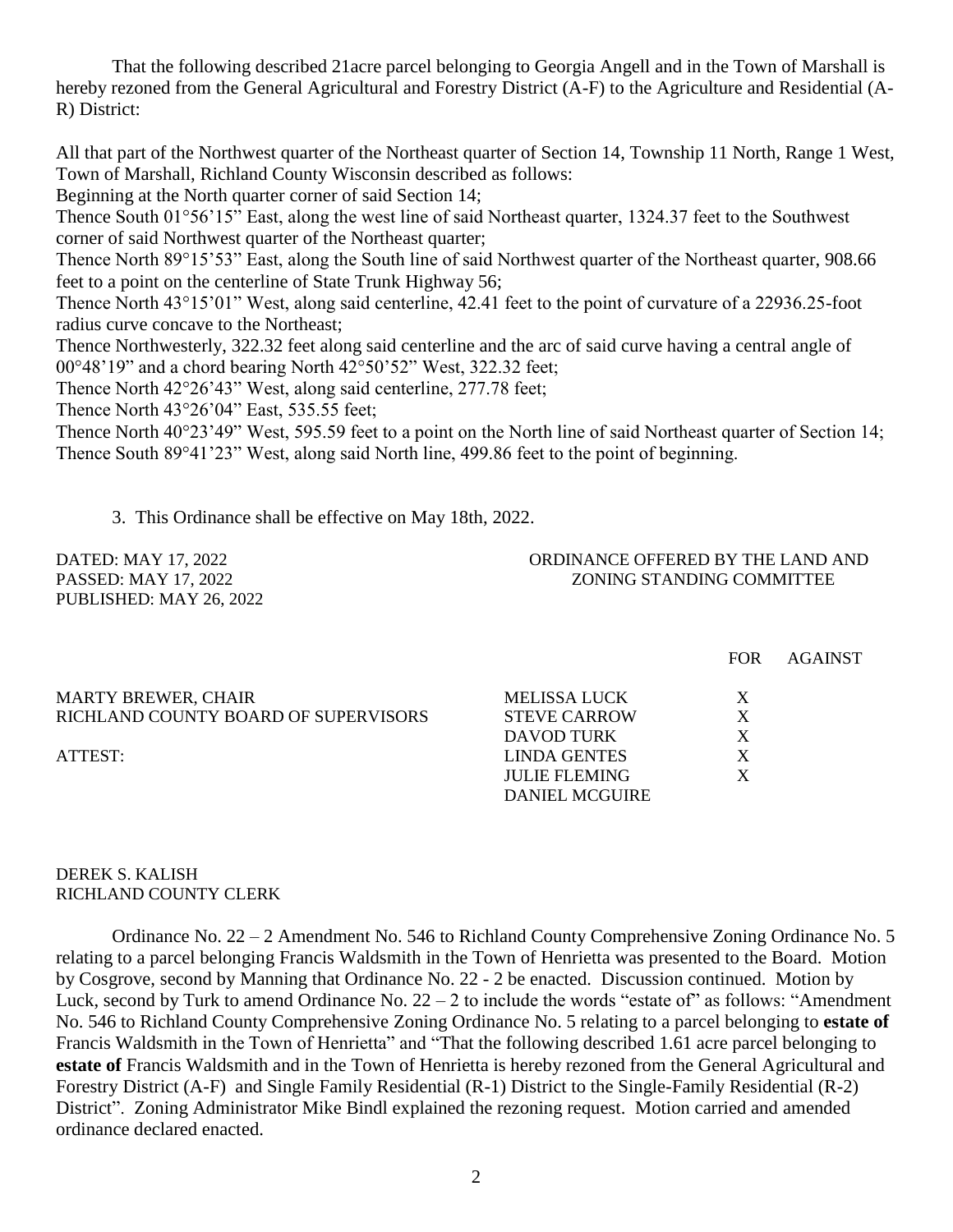That the following described 21acre parcel belonging to Georgia Angell and in the Town of Marshall is hereby rezoned from the General Agricultural and Forestry District (A-F) to the Agriculture and Residential (A-R) District:

All that part of the Northwest quarter of the Northeast quarter of Section 14, Township 11 North, Range 1 West, Town of Marshall, Richland County Wisconsin described as follows:

Beginning at the North quarter corner of said Section 14;

Thence South 01°56'15" East, along the west line of said Northeast quarter, 1324.37 feet to the Southwest corner of said Northwest quarter of the Northeast quarter;

Thence North 89°15'53" East, along the South line of said Northwest quarter of the Northeast quarter, 908.66 feet to a point on the centerline of State Trunk Highway 56;

Thence North 43°15'01" West, along said centerline, 42.41 feet to the point of curvature of a 22936.25-foot radius curve concave to the Northeast;

Thence Northwesterly, 322.32 feet along said centerline and the arc of said curve having a central angle of 00°48'19" and a chord bearing North 42°50'52" West, 322.32 feet;

Thence North 42°26'43" West, along said centerline, 277.78 feet;

Thence North 43°26'04" East, 535.55 feet;

Thence North 40°23'49" West, 595.59 feet to a point on the North line of said Northeast quarter of Section 14;

Thence South 89°41'23" West, along said North line, 499.86 feet to the point of beginning.

3. This Ordinance shall be effective on May 18th, 2022.

DATED: MAY 17, 2022
PASSED: MAY 17, 2022
PUBLISHED: MAY 26, 2022

ORDINANCE OFFERED BY THE LAND AND ZONING STANDING COMMITTEE

| | FOR | AGAINST |
|---|---|---|
| MELISSA LUCK | X | |
| STEVE CARROW | X | |
| DAVOD TURK | X | |
| LINDA GENTES | X | |
| JULIE FLEMING | X | |
| DANIEL MCGUIRE | | |

MARTY BREWER, CHAIR
RICHLAND COUNTY BOARD OF SUPERVISORS

ATTEST:

DEREK S. KALISH
RICHLAND COUNTY CLERK

Ordinance No. 22 – 2 Amendment No. 546 to Richland County Comprehensive Zoning Ordinance No. 5 relating to a parcel belonging Francis Waldsmith in the Town of Henrietta was presented to the Board. Motion by Cosgrove, second by Manning that Ordinance No. 22 - 2 be enacted. Discussion continued. Motion by Luck, second by Turk to amend Ordinance No. 22 – 2 to include the words "estate of" as follows: "Amendment No. 546 to Richland County Comprehensive Zoning Ordinance No. 5 relating to a parcel belonging to **estate of** Francis Waldsmith in the Town of Henrietta" and "That the following described 1.61 acre parcel belonging to **estate of** Francis Waldsmith and in the Town of Henrietta is hereby rezoned from the General Agricultural and Forestry District (A-F) and Single Family Residential (R-1) District to the Single-Family Residential (R-2) District". Zoning Administrator Mike Bindl explained the rezoning request. Motion carried and amended ordinance declared enacted.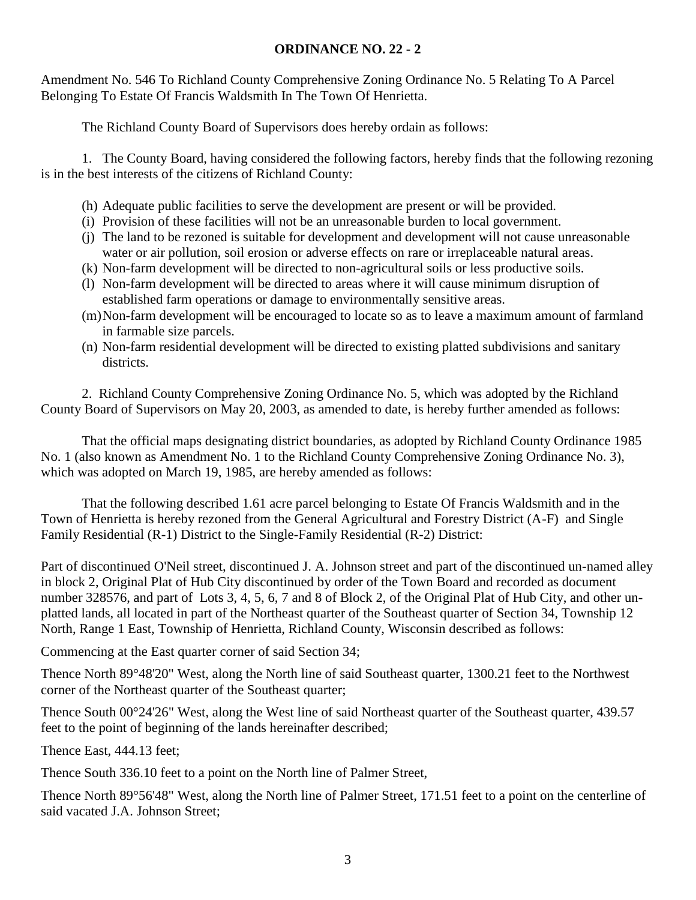**ORDINANCE NO. 22 - 2**

Amendment No. 546 To Richland County Comprehensive Zoning Ordinance No. 5 Relating To A Parcel Belonging To Estate Of Francis Waldsmith In The Town Of Henrietta.

The Richland County Board of Supervisors does hereby ordain as follows:

1. The County Board, having considered the following factors, hereby finds that the following rezoning is in the best interests of the citizens of Richland County:

(h) Adequate public facilities to serve the development are present or will be provided.
(i) Provision of these facilities will not be an unreasonable burden to local government.
(j) The land to be rezoned is suitable for development and development will not cause unreasonable water or air pollution, soil erosion or adverse effects on rare or irreplaceable natural areas.
(k) Non-farm development will be directed to non-agricultural soils or less productive soils.
(l) Non-farm development will be directed to areas where it will cause minimum disruption of established farm operations or damage to environmentally sensitive areas.
(m) Non-farm development will be encouraged to locate so as to leave a maximum amount of farmland in farmable size parcels.
(n) Non-farm residential development will be directed to existing platted subdivisions and sanitary districts.

2. Richland County Comprehensive Zoning Ordinance No. 5, which was adopted by the Richland County Board of Supervisors on May 20, 2003, as amended to date, is hereby further amended as follows:

That the official maps designating district boundaries, as adopted by Richland County Ordinance 1985 No. 1 (also known as Amendment No. 1 to the Richland County Comprehensive Zoning Ordinance No. 3), which was adopted on March 19, 1985, are hereby amended as follows:

That the following described 1.61 acre parcel belonging to Estate Of Francis Waldsmith and in the Town of Henrietta is hereby rezoned from the General Agricultural and Forestry District (A-F) and Single Family Residential (R-1) District to the Single-Family Residential (R-2) District:

Part of discontinued O'Neil street, discontinued J. A. Johnson street and part of the discontinued un-named alley in block 2, Original Plat of Hub City discontinued by order of the Town Board and recorded as document number 328576, and part of Lots 3, 4, 5, 6, 7 and 8 of Block 2, of the Original Plat of Hub City, and other un-platted lands, all located in part of the Northeast quarter of the Southeast quarter of Section 34, Township 12 North, Range 1 East, Township of Henrietta, Richland County, Wisconsin described as follows:

Commencing at the East quarter corner of said Section 34;

Thence North 89°48'20" West, along the North line of said Southeast quarter, 1300.21 feet to the Northwest corner of the Northeast quarter of the Southeast quarter;

Thence South 00°24'26" West, along the West line of said Northeast quarter of the Southeast quarter, 439.57 feet to the point of beginning of the lands hereinafter described;

Thence East, 444.13 feet;

Thence South 336.10 feet to a point on the North line of Palmer Street,

Thence North 89°56'48" West, along the North line of Palmer Street, 171.51 feet to a point on the centerline of said vacated J.A. Johnson Street;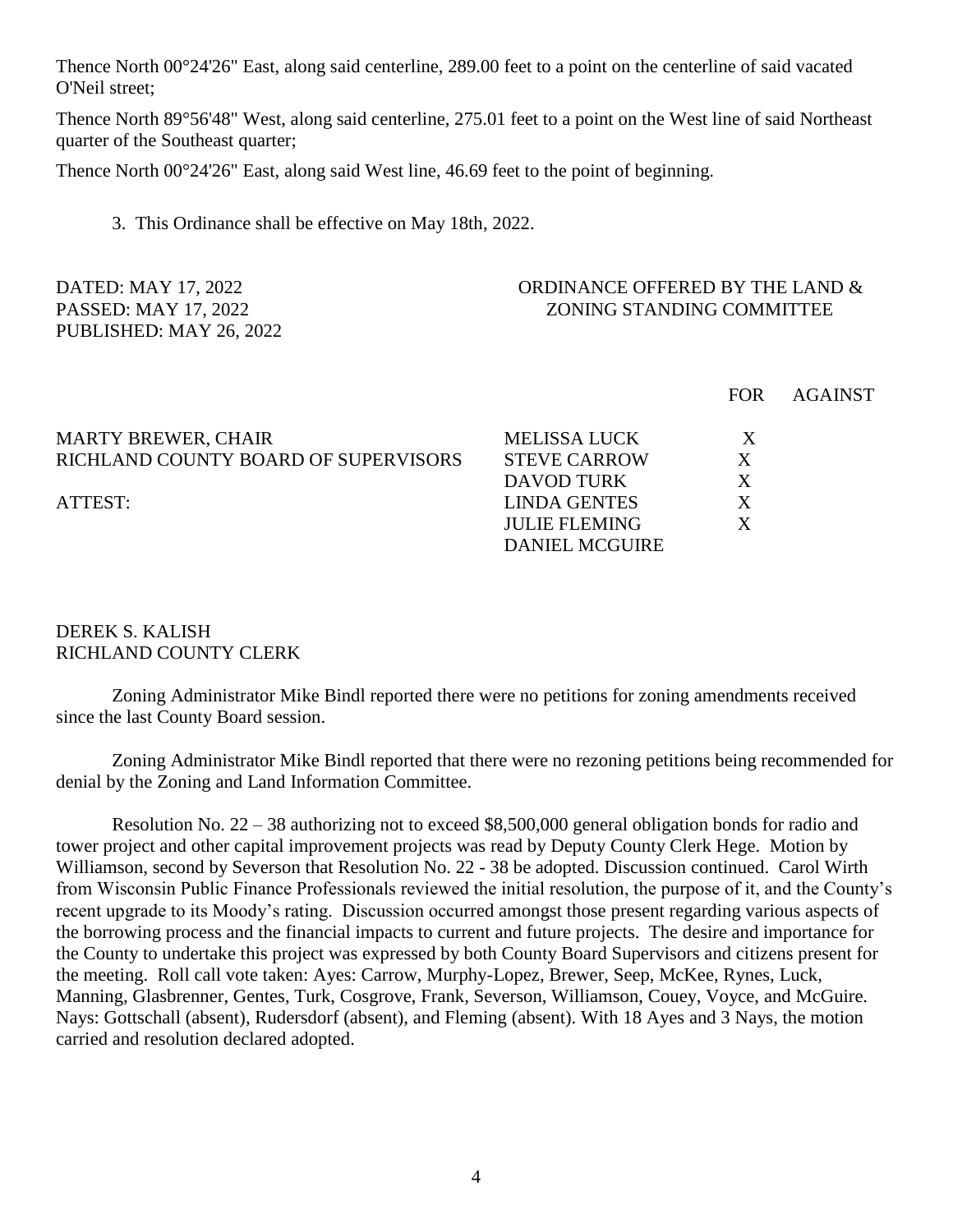Thence North 00°24'26" East, along said centerline, 289.00 feet to a point on the centerline of said vacated O'Neil street;

Thence North 89°56'48" West, along said centerline, 275.01 feet to a point on the West line of said Northeast quarter of the Southeast quarter;

Thence North 00°24'26" East, along said West line, 46.69 feet to the point of beginning.

3. This Ordinance shall be effective on May 18th, 2022.

DATED: MAY 17, 2022
PASSED: MAY 17, 2022
PUBLISHED: MAY 26, 2022

ORDINANCE OFFERED BY THE LAND & ZONING STANDING COMMITTEE

| | | FOR | AGAINST |
|---|---|---|---|
| MARTY BREWER, CHAIR | MELISSA LUCK | X | |
| RICHLAND COUNTY BOARD OF SUPERVISORS | STEVE CARROW | X | |
| | DAVOD TURK | X | |
| ATTEST: | LINDA GENTES | X | |
| | JULIE FLEMING | X | |
| | DANIEL MCGUIRE | | |

DEREK S. KALISH
RICHLAND COUNTY CLERK

Zoning Administrator Mike Bindl reported there were no petitions for zoning amendments received since the last County Board session.

Zoning Administrator Mike Bindl reported that there were no rezoning petitions being recommended for denial by the Zoning and Land Information Committee.

Resolution No. 22 – 38 authorizing not to exceed $8,500,000 general obligation bonds for radio and tower project and other capital improvement projects was read by Deputy County Clerk Hege. Motion by Williamson, second by Severson that Resolution No. 22 - 38 be adopted. Discussion continued. Carol Wirth from Wisconsin Public Finance Professionals reviewed the initial resolution, the purpose of it, and the County's recent upgrade to its Moody's rating. Discussion occurred amongst those present regarding various aspects of the borrowing process and the financial impacts to current and future projects. The desire and importance for the County to undertake this project was expressed by both County Board Supervisors and citizens present for the meeting. Roll call vote taken: Ayes: Carrow, Murphy-Lopez, Brewer, Seep, McKee, Rynes, Luck, Manning, Glasbrenner, Gentes, Turk, Cosgrove, Frank, Severson, Williamson, Couey, Voyce, and McGuire. Nays: Gottschall (absent), Rudersdorf (absent), and Fleming (absent). With 18 Ayes and 3 Nays, the motion carried and resolution declared adopted.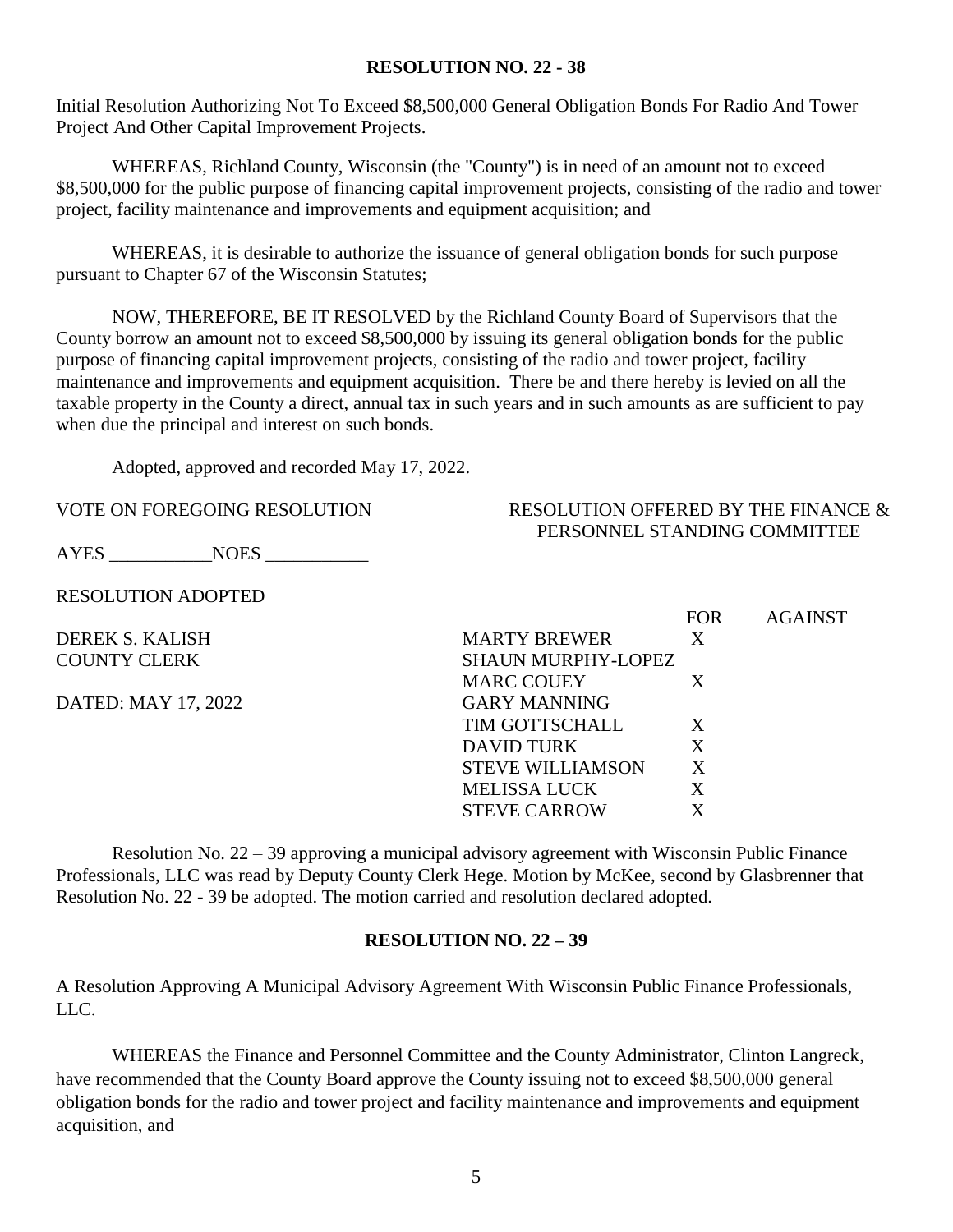**RESOLUTION NO. 22 - 38**

Initial Resolution Authorizing Not To Exceed $8,500,000 General Obligation Bonds For Radio And Tower Project And Other Capital Improvement Projects.

WHEREAS, Richland County, Wisconsin (the "County") is in need of an amount not to exceed $8,500,000 for the public purpose of financing capital improvement projects, consisting of the radio and tower project, facility maintenance and improvements and equipment acquisition; and

WHEREAS, it is desirable to authorize the issuance of general obligation bonds for such purpose pursuant to Chapter 67 of the Wisconsin Statutes;

NOW, THEREFORE, BE IT RESOLVED by the Richland County Board of Supervisors that the County borrow an amount not to exceed $8,500,000 by issuing its general obligation bonds for the public purpose of financing capital improvement projects, consisting of the radio and tower project, facility maintenance and improvements and equipment acquisition. There be and there hereby is levied on all the taxable property in the County a direct, annual tax in such years and in such amounts as are sufficient to pay when due the principal and interest on such bonds.

Adopted, approved and recorded May 17, 2022.

VOTE ON FOREGOING RESOLUTION

AYES ___________NOES ___________

RESOLUTION ADOPTED

DEREK S. KALISH
COUNTY CLERK

DATED: MAY 17, 2022

RESOLUTION OFFERED BY THE FINANCE & PERSONNEL STANDING COMMITTEE

| | FOR | AGAINST |
|---|---|---|
| MARTY BREWER | X | |
| SHAUN MURPHY-LOPEZ | | |
| MARC COUEY | X | |
| GARY MANNING | | |
| TIM GOTTSCHALL | X | |
| DAVID TURK | X | |
| STEVE WILLIAMSON | X | |
| MELISSA LUCK | X | |
| STEVE CARROW | X | |

Resolution No. 22 – 39 approving a municipal advisory agreement with Wisconsin Public Finance Professionals, LLC was read by Deputy County Clerk Hege. Motion by McKee, second by Glasbrenner that Resolution No. 22 - 39 be adopted. The motion carried and resolution declared adopted.

**RESOLUTION NO. 22 – 39**

A Resolution Approving A Municipal Advisory Agreement With Wisconsin Public Finance Professionals, LLC.

WHEREAS the Finance and Personnel Committee and the County Administrator, Clinton Langreck, have recommended that the County Board approve the County issuing not to exceed $8,500,000 general obligation bonds for the radio and tower project and facility maintenance and improvements and equipment acquisition, and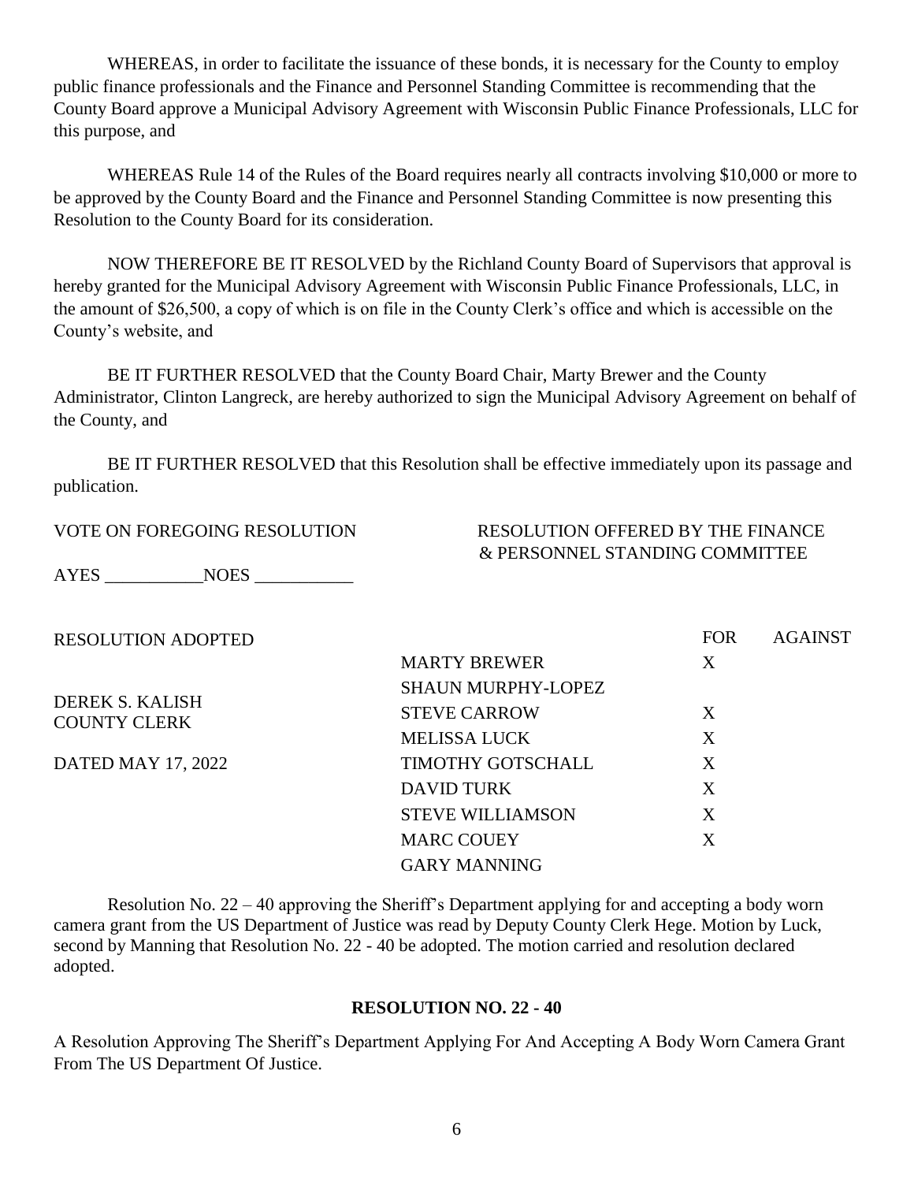WHEREAS, in order to facilitate the issuance of these bonds, it is necessary for the County to employ public finance professionals and the Finance and Personnel Standing Committee is recommending that the County Board approve a Municipal Advisory Agreement with Wisconsin Public Finance Professionals, LLC for this purpose, and

WHEREAS Rule 14 of the Rules of the Board requires nearly all contracts involving $10,000 or more to be approved by the County Board and the Finance and Personnel Standing Committee is now presenting this Resolution to the County Board for its consideration.

NOW THEREFORE BE IT RESOLVED by the Richland County Board of Supervisors that approval is hereby granted for the Municipal Advisory Agreement with Wisconsin Public Finance Professionals, LLC, in the amount of $26,500, a copy of which is on file in the County Clerk's office and which is accessible on the County's website, and

BE IT FURTHER RESOLVED that the County Board Chair, Marty Brewer and the County Administrator, Clinton Langreck, are hereby authorized to sign the Municipal Advisory Agreement on behalf of the County, and

BE IT FURTHER RESOLVED that this Resolution shall be effective immediately upon its passage and publication.

VOTE ON FOREGOING RESOLUTION

AYES ___________NOES ___________

RESOLUTION ADOPTED

DEREK S. KALISH
COUNTY CLERK

DATED MAY 17, 2022

RESOLUTION OFFERED BY THE FINANCE & PERSONNEL STANDING COMMITTEE

| | FOR | AGAINST |
|---|---|---|
| MARTY BREWER | X | |
| SHAUN MURPHY-LOPEZ | | |
| STEVE CARROW | X | |
| MELISSA LUCK | X | |
| TIMOTHY GOTSCHALL | X | |
| DAVID TURK | X | |
| STEVE WILLIAMSON | X | |
| MARC COUEY | X | |
| GARY MANNING | | |

Resolution No. 22 – 40 approving the Sheriff's Department applying for and accepting a body worn camera grant from the US Department of Justice was read by Deputy County Clerk Hege. Motion by Luck, second by Manning that Resolution No. 22 - 40 be adopted. The motion carried and resolution declared adopted.

**RESOLUTION NO. 22 - 40**

A Resolution Approving The Sheriff's Department Applying For And Accepting A Body Worn Camera Grant From The US Department Of Justice.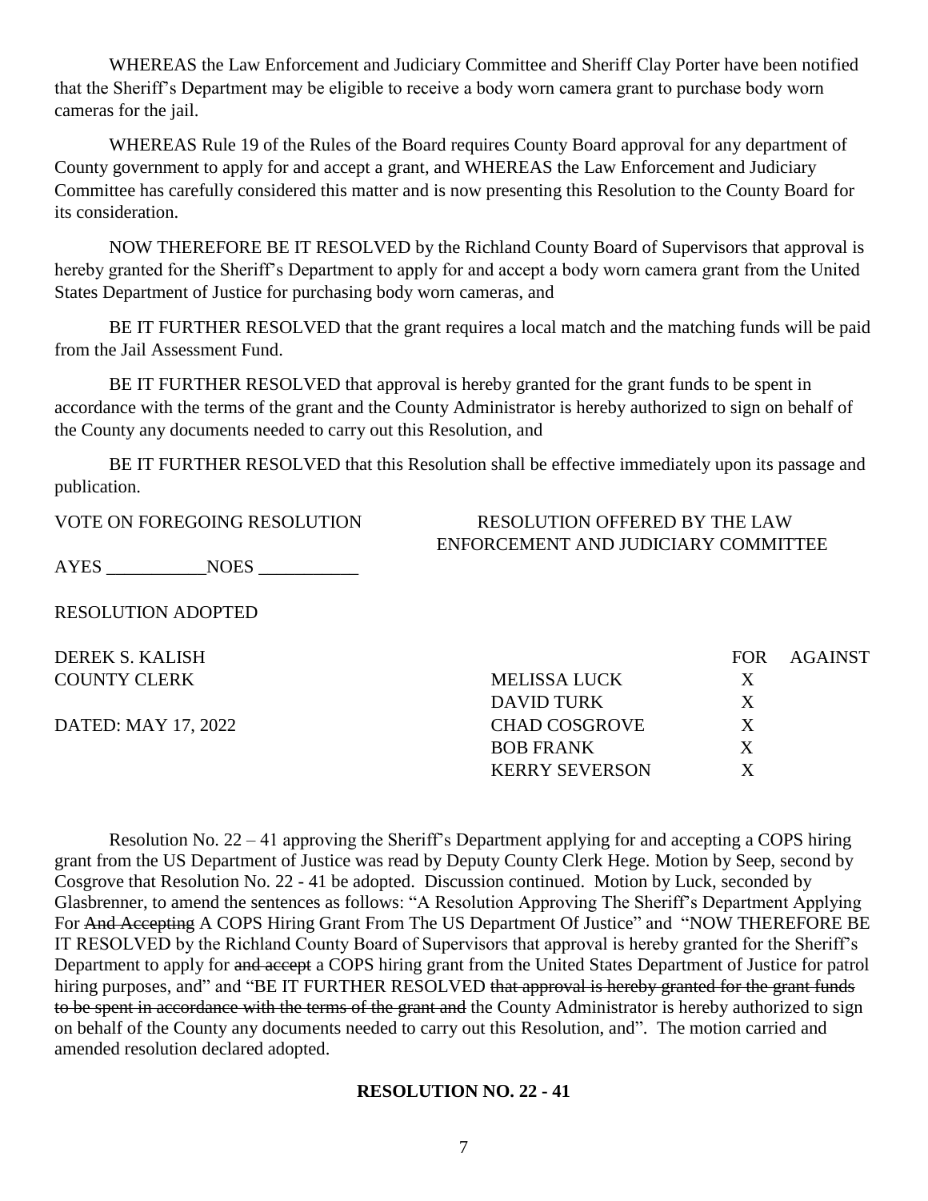WHEREAS the Law Enforcement and Judiciary Committee and Sheriff Clay Porter have been notified that the Sheriff's Department may be eligible to receive a body worn camera grant to purchase body worn cameras for the jail.

WHEREAS Rule 19 of the Rules of the Board requires County Board approval for any department of County government to apply for and accept a grant, and WHEREAS the Law Enforcement and Judiciary Committee has carefully considered this matter and is now presenting this Resolution to the County Board for its consideration.

NOW THEREFORE BE IT RESOLVED by the Richland County Board of Supervisors that approval is hereby granted for the Sheriff's Department to apply for and accept a body worn camera grant from the United States Department of Justice for purchasing body worn cameras, and

BE IT FURTHER RESOLVED that the grant requires a local match and the matching funds will be paid from the Jail Assessment Fund.

BE IT FURTHER RESOLVED that approval is hereby granted for the grant funds to be spent in accordance with the terms of the grant and the County Administrator is hereby authorized to sign on behalf of the County any documents needed to carry out this Resolution, and

BE IT FURTHER RESOLVED that this Resolution shall be effective immediately upon its passage and publication.

VOTE ON FOREGOING RESOLUTION

AYES ___________NOES ___________

RESOLUTION ADOPTED

DEREK S. KALISH
COUNTY CLERK

DATED: MAY 17, 2022

RESOLUTION OFFERED BY THE LAW ENFORCEMENT AND JUDICIARY COMMITTEE

| | FOR | AGAINST |
|---|---|---|
| MELISSA LUCK | X | |
| DAVID TURK | X | |
| CHAD COSGROVE | X | |
| BOB FRANK | X | |
| KERRY SEVERSON | X | |

Resolution No. 22 – 41 approving the Sheriff's Department applying for and accepting a COPS hiring grant from the US Department of Justice was read by Deputy County Clerk Hege. Motion by Seep, second by Cosgrove that Resolution No. 22 - 41 be adopted. Discussion continued. Motion by Luck, seconded by Glasbrenner, to amend the sentences as follows: "A Resolution Approving The Sheriff's Department Applying For ~~And Accepting~~ A COPS Hiring Grant From The US Department Of Justice" and "NOW THEREFORE BE IT RESOLVED by the Richland County Board of Supervisors that approval is hereby granted for the Sheriff's Department to apply for ~~and accept~~ a COPS hiring grant from the United States Department of Justice for patrol hiring purposes, and" and "BE IT FURTHER RESOLVED ~~that approval is hereby granted for the grant funds to be spent in accordance with the terms of the grant and~~ the County Administrator is hereby authorized to sign on behalf of the County any documents needed to carry out this Resolution, and". The motion carried and amended resolution declared adopted.

**RESOLUTION NO. 22 - 41**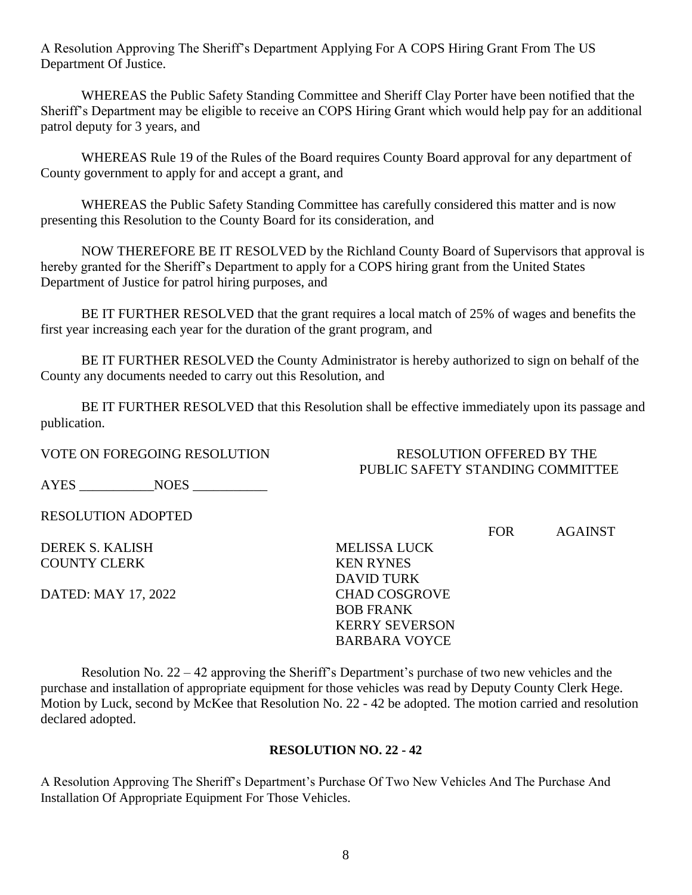A Resolution Approving The Sheriff's Department Applying For A COPS Hiring Grant From The US Department Of Justice.

WHEREAS the Public Safety Standing Committee and Sheriff Clay Porter have been notified that the Sheriff's Department may be eligible to receive an COPS Hiring Grant which would help pay for an additional patrol deputy for 3 years, and

WHEREAS Rule 19 of the Rules of the Board requires County Board approval for any department of County government to apply for and accept a grant, and

WHEREAS the Public Safety Standing Committee has carefully considered this matter and is now presenting this Resolution to the County Board for its consideration, and

NOW THEREFORE BE IT RESOLVED by the Richland County Board of Supervisors that approval is hereby granted for the Sheriff's Department to apply for a COPS hiring grant from the United States Department of Justice for patrol hiring purposes, and

BE IT FURTHER RESOLVED that the grant requires a local match of 25% of wages and benefits the first year increasing each year for the duration of the grant program, and

BE IT FURTHER RESOLVED the County Administrator is hereby authorized to sign on behalf of the County any documents needed to carry out this Resolution, and

BE IT FURTHER RESOLVED that this Resolution shall be effective immediately upon its passage and publication.

VOTE ON FOREGOING RESOLUTION

AYES ___________ NOES ___________

RESOLUTION ADOPTED

DEREK S. KALISH
COUNTY CLERK

DATED: MAY 17, 2022

RESOLUTION OFFERED BY THE PUBLIC SAFETY STANDING COMMITTEE

| | FOR | AGAINST |
|---|---|---|
| MELISSA LUCK | | |
| KEN RYNES | | |
| DAVID TURK | | |
| CHAD COSGROVE | | |
| BOB FRANK | | |
| KERRY SEVERSON | | |
| BARBARA VOYCE | | |

Resolution No. 22 – 42 approving the Sheriff's Department's purchase of two new vehicles and the purchase and installation of appropriate equipment for those vehicles was read by Deputy County Clerk Hege. Motion by Luck, second by McKee that Resolution No. 22 - 42 be adopted. The motion carried and resolution declared adopted.

**RESOLUTION NO. 22 - 42**

A Resolution Approving The Sheriff's Department's Purchase Of Two New Vehicles And The Purchase And Installation Of Appropriate Equipment For Those Vehicles.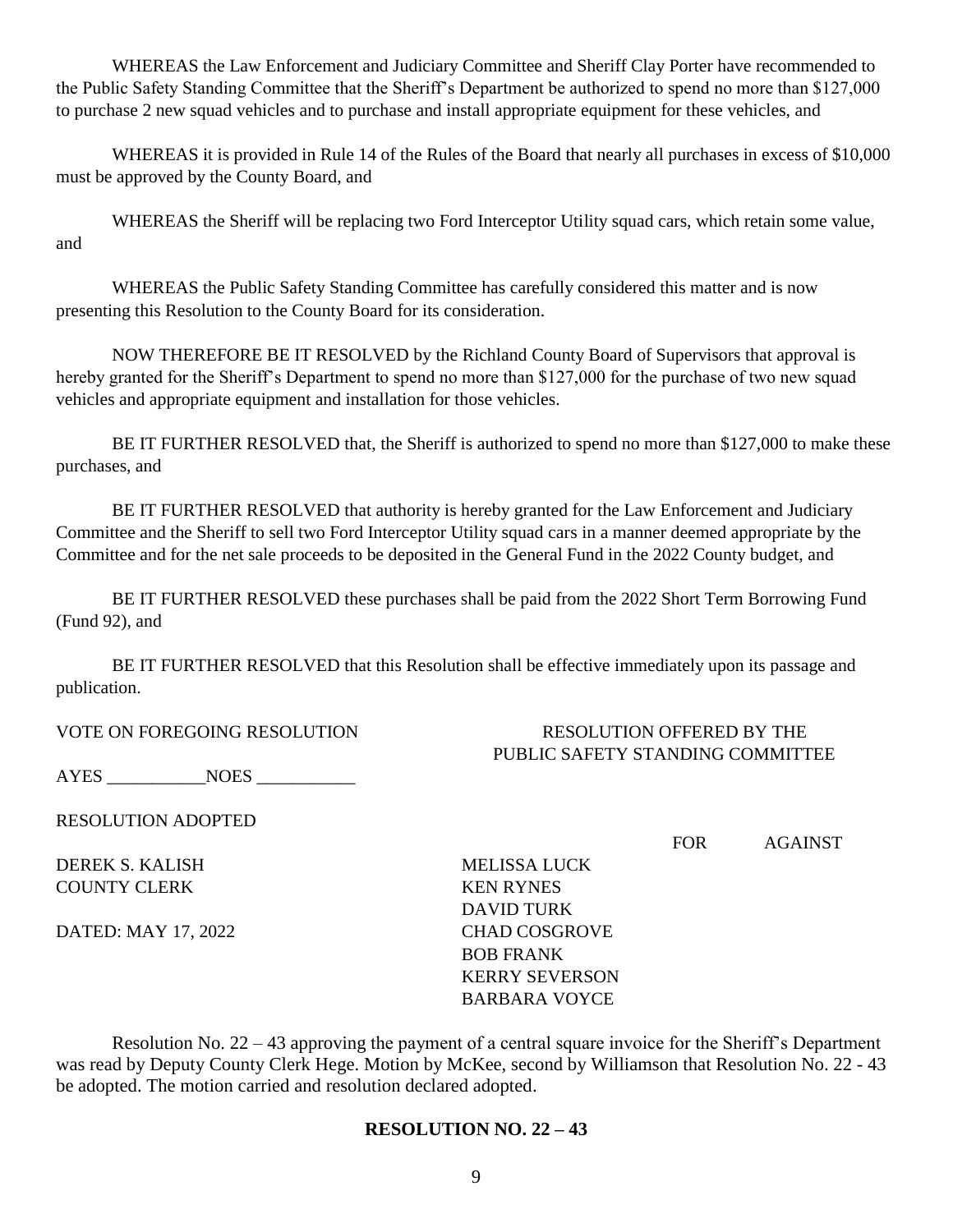WHEREAS the Law Enforcement and Judiciary Committee and Sheriff Clay Porter have recommended to the Public Safety Standing Committee that the Sheriff's Department be authorized to spend no more than $127,000 to purchase 2 new squad vehicles and to purchase and install appropriate equipment for these vehicles, and

WHEREAS it is provided in Rule 14 of the Rules of the Board that nearly all purchases in excess of $10,000 must be approved by the County Board, and

WHEREAS the Sheriff will be replacing two Ford Interceptor Utility squad cars, which retain some value, and

WHEREAS the Public Safety Standing Committee has carefully considered this matter and is now presenting this Resolution to the County Board for its consideration.

NOW THEREFORE BE IT RESOLVED by the Richland County Board of Supervisors that approval is hereby granted for the Sheriff's Department to spend no more than $127,000 for the purchase of two new squad vehicles and appropriate equipment and installation for those vehicles.

BE IT FURTHER RESOLVED that, the Sheriff is authorized to spend no more than $127,000 to make these purchases, and

BE IT FURTHER RESOLVED that authority is hereby granted for the Law Enforcement and Judiciary Committee and the Sheriff to sell two Ford Interceptor Utility squad cars in a manner deemed appropriate by the Committee and for the net sale proceeds to be deposited in the General Fund in the 2022 County budget, and

BE IT FURTHER RESOLVED these purchases shall be paid from the 2022 Short Term Borrowing Fund (Fund 92), and

BE IT FURTHER RESOLVED that this Resolution shall be effective immediately upon its passage and publication.

VOTE ON FOREGOING RESOLUTION

AYES ___________NOES ___________

RESOLUTION ADOPTED

DEREK S. KALISH
COUNTY CLERK

DATED: MAY 17, 2022

RESOLUTION OFFERED BY THE PUBLIC SAFETY STANDING COMMITTEE

| | FOR | AGAINST |
|---|---|---|
| MELISSA LUCK | | |
| KEN RYNES | | |
| DAVID TURK | | |
| CHAD COSGROVE | | |
| BOB FRANK | | |
| KERRY SEVERSON | | |
| BARBARA VOYCE | | |

Resolution No. 22 – 43 approving the payment of a central square invoice for the Sheriff's Department was read by Deputy County Clerk Hege. Motion by McKee, second by Williamson that Resolution No. 22 - 43 be adopted. The motion carried and resolution declared adopted.

**RESOLUTION NO. 22 – 43**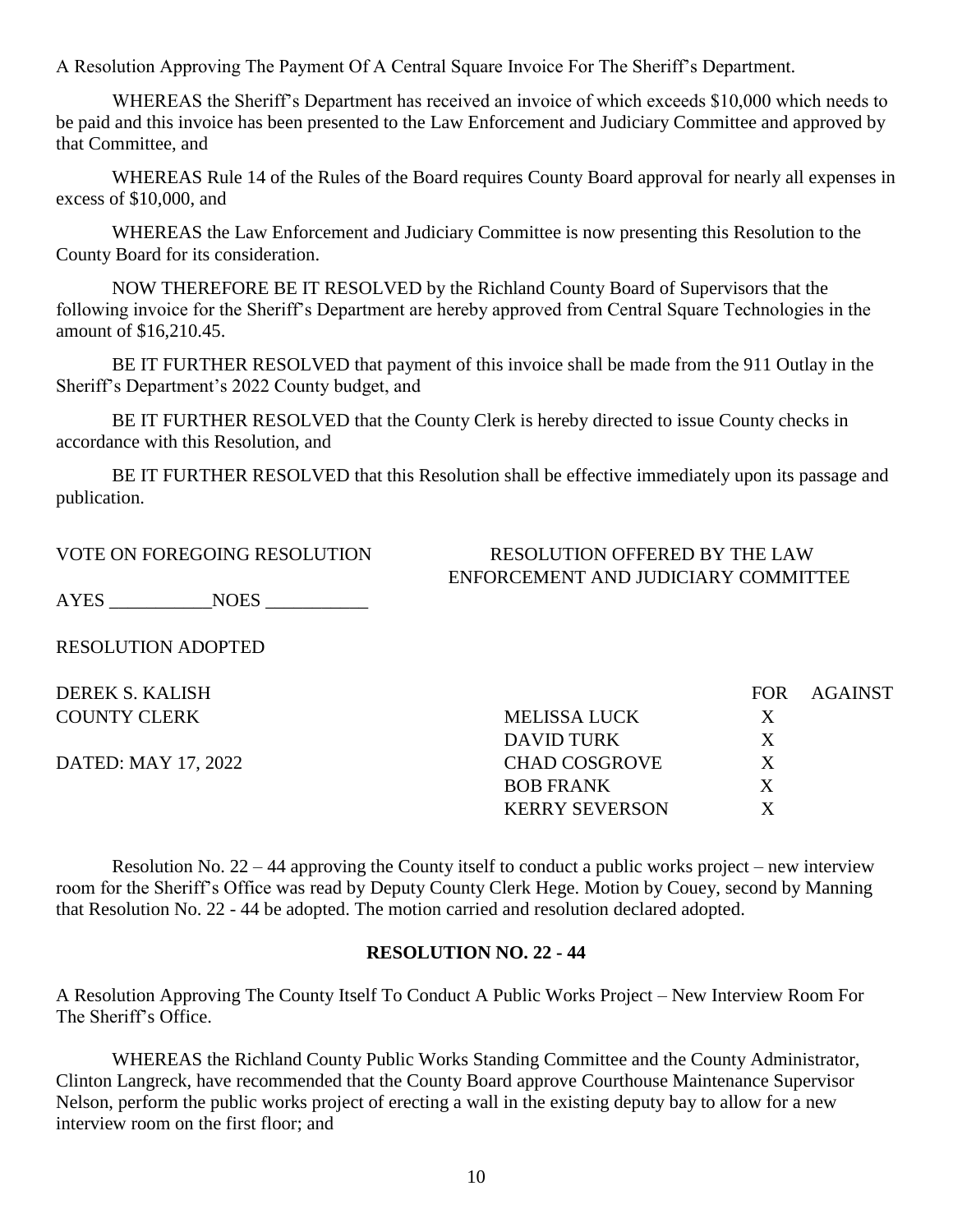A Resolution Approving The Payment Of A Central Square Invoice For The Sheriff's Department.

WHEREAS the Sheriff's Department has received an invoice of which exceeds $10,000 which needs to be paid and this invoice has been presented to the Law Enforcement and Judiciary Committee and approved by that Committee, and

WHEREAS Rule 14 of the Rules of the Board requires County Board approval for nearly all expenses in excess of $10,000, and

WHEREAS the Law Enforcement and Judiciary Committee is now presenting this Resolution to the County Board for its consideration.

NOW THEREFORE BE IT RESOLVED by the Richland County Board of Supervisors that the following invoice for the Sheriff's Department are hereby approved from Central Square Technologies in the amount of $16,210.45.

BE IT FURTHER RESOLVED that payment of this invoice shall be made from the 911 Outlay in the Sheriff's Department's 2022 County budget, and

BE IT FURTHER RESOLVED that the County Clerk is hereby directed to issue County checks in accordance with this Resolution, and

BE IT FURTHER RESOLVED that this Resolution shall be effective immediately upon its passage and publication.

VOTE ON FOREGOING RESOLUTION

RESOLUTION OFFERED BY THE LAW ENFORCEMENT AND JUDICIARY COMMITTEE

AYES \_\_\_\_\_\_\_\_\_\_\_ NOES \_\_\_\_\_\_\_\_\_\_\_

RESOLUTION ADOPTED

DEREK S. KALISH
COUNTY CLERK

DATED: MAY 17, 2022

| | FOR | AGAINST |
|---|---|---|
| MELISSA LUCK | X | |
| DAVID TURK | X | |
| CHAD COSGROVE | X | |
| BOB FRANK | X | |
| KERRY SEVERSON | X | |

Resolution No. 22 – 44 approving the County itself to conduct a public works project – new interview room for the Sheriff's Office was read by Deputy County Clerk Hege. Motion by Couey, second by Manning that Resolution No. 22 - 44 be adopted. The motion carried and resolution declared adopted.

**RESOLUTION NO. 22 - 44**

A Resolution Approving The County Itself To Conduct A Public Works Project – New Interview Room For The Sheriff's Office.

WHEREAS the Richland County Public Works Standing Committee and the County Administrator, Clinton Langreck, have recommended that the County Board approve Courthouse Maintenance Supervisor Nelson, perform the public works project of erecting a wall in the existing deputy bay to allow for a new interview room on the first floor; and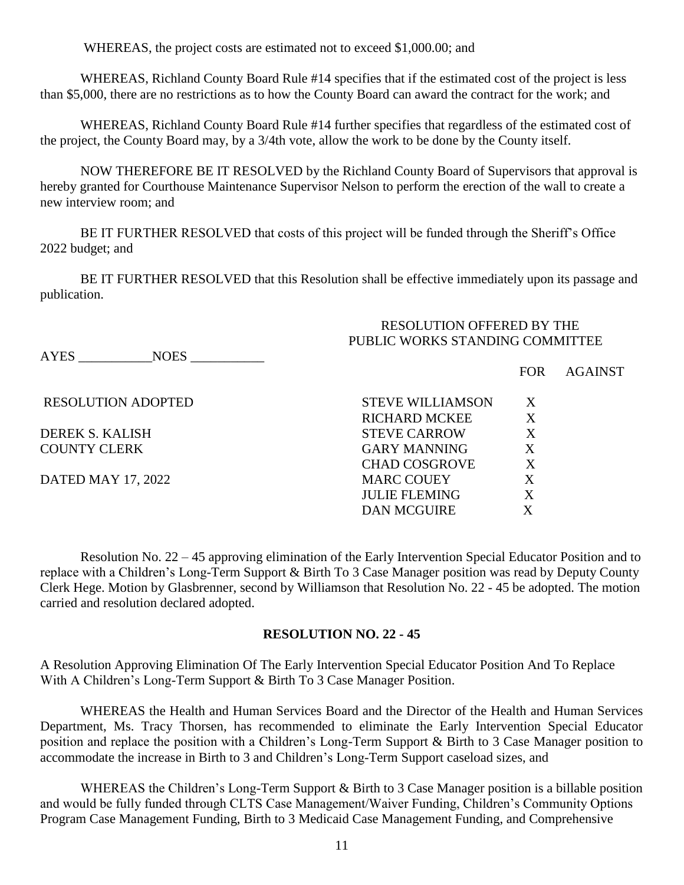WHEREAS, the project costs are estimated not to exceed $1,000.00; and

WHEREAS, Richland County Board Rule #14 specifies that if the estimated cost of the project is less than $5,000, there are no restrictions as to how the County Board can award the contract for the work; and

WHEREAS, Richland County Board Rule #14 further specifies that regardless of the estimated cost of the project, the County Board may, by a 3/4th vote, allow the work to be done by the County itself.

NOW THEREFORE BE IT RESOLVED by the Richland County Board of Supervisors that approval is hereby granted for Courthouse Maintenance Supervisor Nelson to perform the erection of the wall to create a new interview room; and

BE IT FURTHER RESOLVED that costs of this project will be funded through the Sheriff's Office 2022 budget; and

BE IT FURTHER RESOLVED that this Resolution shall be effective immediately upon its passage and publication.

RESOLUTION OFFERED BY THE PUBLIC WORKS STANDING COMMITTEE

AYES ___________NOES ___________

RESOLUTION ADOPTED

DEREK S. KALISH
COUNTY CLERK

DATED MAY 17, 2022

| | FOR | AGAINST |
|---|---|---|
| STEVE WILLIAMSON | X | |
| RICHARD MCKEE | X | |
| STEVE CARROW | X | |
| GARY MANNING | X | |
| CHAD COSGROVE | X | |
| MARC COUEY | X | |
| JULIE FLEMING | X | |
| DAN MCGUIRE | X | |

Resolution No. 22 – 45 approving elimination of the Early Intervention Special Educator Position and to replace with a Children's Long-Term Support & Birth To 3 Case Manager position was read by Deputy County Clerk Hege. Motion by Glasbrenner, second by Williamson that Resolution No. 22 - 45 be adopted. The motion carried and resolution declared adopted.

**RESOLUTION NO. 22 - 45**

A Resolution Approving Elimination Of The Early Intervention Special Educator Position And To Replace With A Children's Long-Term Support & Birth To 3 Case Manager Position.

WHEREAS the Health and Human Services Board and the Director of the Health and Human Services Department, Ms. Tracy Thorsen, has recommended to eliminate the Early Intervention Special Educator position and replace the position with a Children's Long-Term Support & Birth to 3 Case Manager position to accommodate the increase in Birth to 3 and Children's Long-Term Support caseload sizes, and

WHEREAS the Children's Long-Term Support & Birth to 3 Case Manager position is a billable position and would be fully funded through CLTS Case Management/Waiver Funding, Children's Community Options Program Case Management Funding, Birth to 3 Medicaid Case Management Funding, and Comprehensive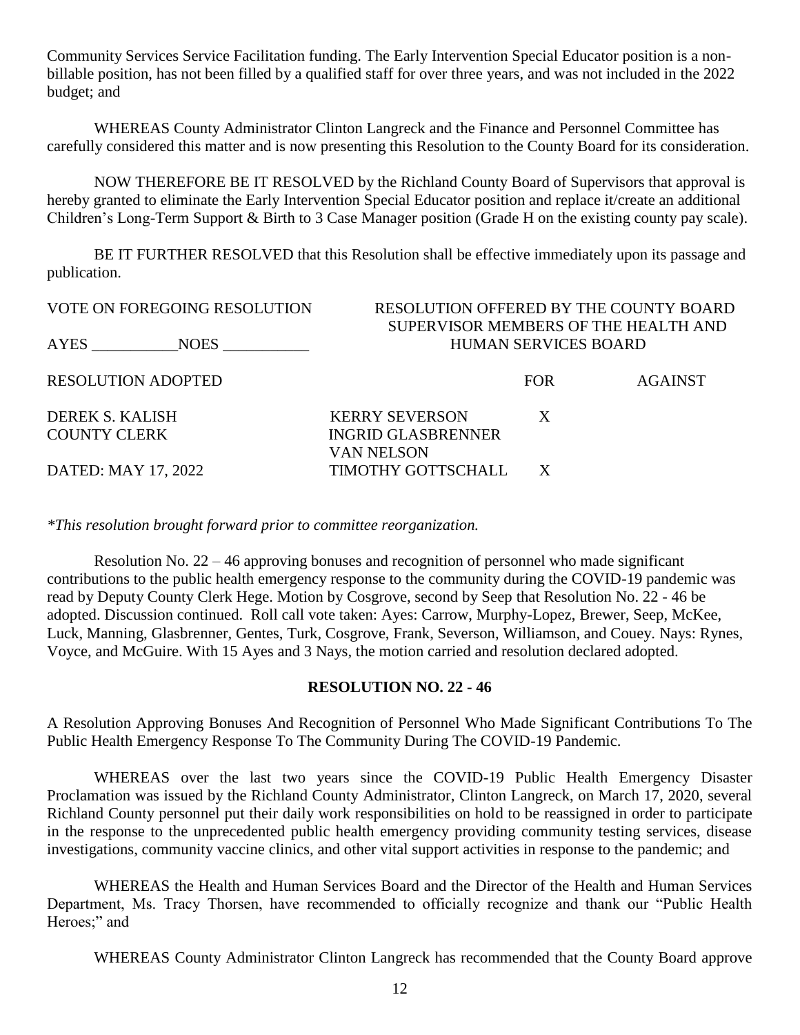Community Services Service Facilitation funding. The Early Intervention Special Educator position is a non-billable position, has not been filled by a qualified staff for over three years, and was not included in the 2022 budget; and

WHEREAS County Administrator Clinton Langreck and the Finance and Personnel Committee has carefully considered this matter and is now presenting this Resolution to the County Board for its consideration.

NOW THEREFORE BE IT RESOLVED by the Richland County Board of Supervisors that approval is hereby granted to eliminate the Early Intervention Special Educator position and replace it/create an additional Children's Long-Term Support & Birth to 3 Case Manager position (Grade H on the existing county pay scale).

BE IT FURTHER RESOLVED that this Resolution shall be effective immediately upon its passage and publication.

VOTE ON FOREGOING RESOLUTION

AYES ___________NOES ___________

RESOLUTION ADOPTED

DEREK S. KALISH
COUNTY CLERK

DATED: MAY 17, 2022

RESOLUTION OFFERED BY THE COUNTY BOARD SUPERVISOR MEMBERS OF THE HEALTH AND HUMAN SERVICES BOARD

| | FOR | AGAINST |
|---|---|---|
| KERRY SEVERSON | X | |
| INGRID GLASBRENNER | | |
| VAN NELSON | | |
| TIMOTHY GOTTSCHALL | X | |

*\*This resolution brought forward prior to committee reorganization.*

Resolution No. 22 – 46 approving bonuses and recognition of personnel who made significant contributions to the public health emergency response to the community during the COVID-19 pandemic was read by Deputy County Clerk Hege. Motion by Cosgrove, second by Seep that Resolution No. 22 - 46 be adopted. Discussion continued. Roll call vote taken: Ayes: Carrow, Murphy-Lopez, Brewer, Seep, McKee, Luck, Manning, Glasbrenner, Gentes, Turk, Cosgrove, Frank, Severson, Williamson, and Couey. Nays: Rynes, Voyce, and McGuire. With 15 Ayes and 3 Nays, the motion carried and resolution declared adopted.

**RESOLUTION NO. 22 - 46**

A Resolution Approving Bonuses And Recognition of Personnel Who Made Significant Contributions To The Public Health Emergency Response To The Community During The COVID-19 Pandemic.

WHEREAS over the last two years since the COVID-19 Public Health Emergency Disaster Proclamation was issued by the Richland County Administrator, Clinton Langreck, on March 17, 2020, several Richland County personnel put their daily work responsibilities on hold to be reassigned in order to participate in the response to the unprecedented public health emergency providing community testing services, disease investigations, community vaccine clinics, and other vital support activities in response to the pandemic; and

WHEREAS the Health and Human Services Board and the Director of the Health and Human Services Department, Ms. Tracy Thorsen, have recommended to officially recognize and thank our "Public Health Heroes;" and

WHEREAS County Administrator Clinton Langreck has recommended that the County Board approve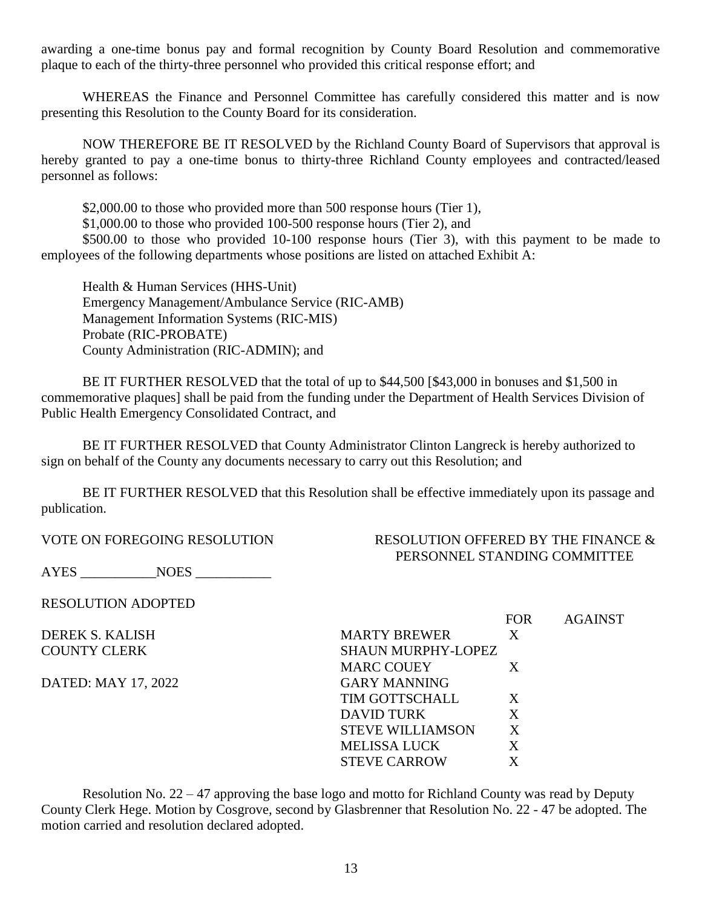awarding a one-time bonus pay and formal recognition by County Board Resolution and commemorative plaque to each of the thirty-three personnel who provided this critical response effort; and

WHEREAS the Finance and Personnel Committee has carefully considered this matter and is now presenting this Resolution to the County Board for its consideration.

NOW THEREFORE BE IT RESOLVED by the Richland County Board of Supervisors that approval is hereby granted to pay a one-time bonus to thirty-three Richland County employees and contracted/leased personnel as follows:

$2,000.00 to those who provided more than 500 response hours (Tier 1),

$1,000.00 to those who provided 100-500 response hours (Tier 2), and

$500.00 to those who provided 10-100 response hours (Tier 3), with this payment to be made to employees of the following departments whose positions are listed on attached Exhibit A:

Health & Human Services (HHS-Unit)
Emergency Management/Ambulance Service (RIC-AMB)
Management Information Systems (RIC-MIS)
Probate (RIC-PROBATE)
County Administration (RIC-ADMIN); and

BE IT FURTHER RESOLVED that the total of up to $44,500 [$43,000 in bonuses and $1,500 in commemorative plaques] shall be paid from the funding under the Department of Health Services Division of Public Health Emergency Consolidated Contract, and

BE IT FURTHER RESOLVED that County Administrator Clinton Langreck is hereby authorized to sign on behalf of the County any documents necessary to carry out this Resolution; and

BE IT FURTHER RESOLVED that this Resolution shall be effective immediately upon its passage and publication.

VOTE ON FOREGOING RESOLUTION

AYES ___________NOES ___________

RESOLUTION ADOPTED

DEREK S. KALISH
COUNTY CLERK

DATED: MAY 17, 2022

RESOLUTION OFFERED BY THE FINANCE & PERSONNEL STANDING COMMITTEE

| | FOR | AGAINST |
|---|---|---|
| MARTY BREWER | X | |
| SHAUN MURPHY-LOPEZ | | |
| MARC COUEY | X | |
| GARY MANNING | | |
| TIM GOTTSCHALL | X | |
| DAVID TURK | X | |
| STEVE WILLIAMSON | X | |
| MELISSA LUCK | X | |
| STEVE CARROW | X | |

Resolution No. 22 – 47 approving the base logo and motto for Richland County was read by Deputy County Clerk Hege. Motion by Cosgrove, second by Glasbrenner that Resolution No. 22 - 47 be adopted. The motion carried and resolution declared adopted.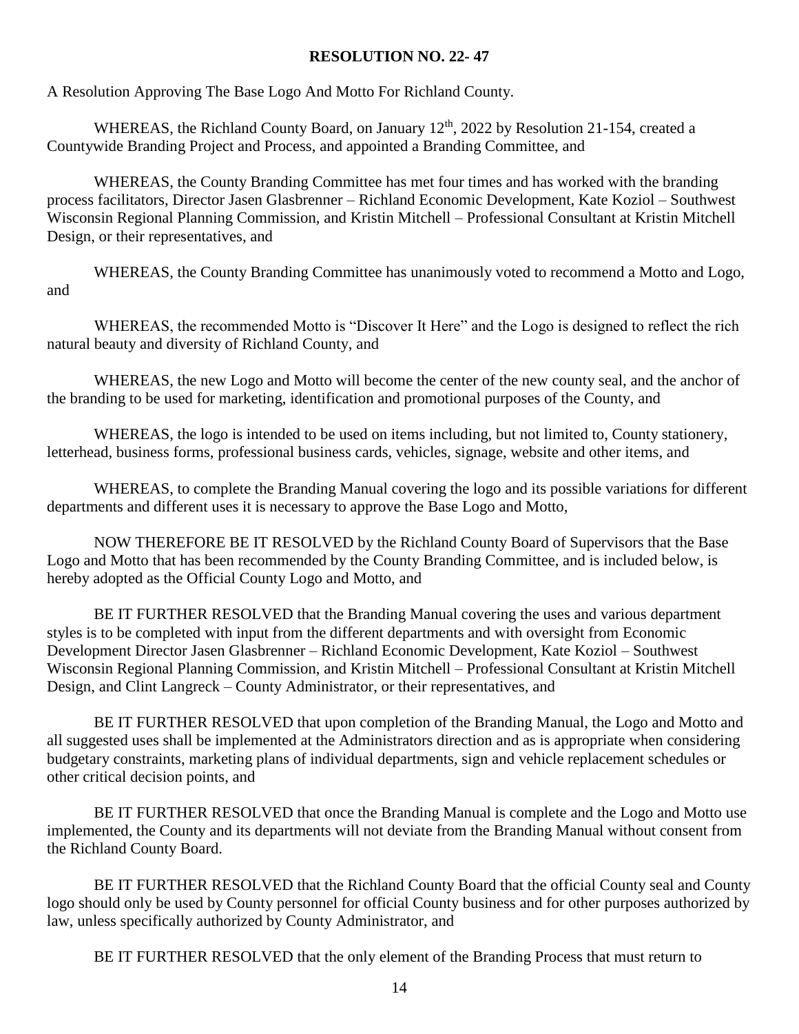# RESOLUTION NO. 22- 47

A Resolution Approving The Base Logo And Motto For Richland County.

WHEREAS, the Richland County Board, on January 12th, 2022 by Resolution 21-154, created a Countywide Branding Project and Process, and appointed a Branding Committee, and

WHEREAS, the County Branding Committee has met four times and has worked with the branding process facilitators, Director Jasen Glasbrenner – Richland Economic Development, Kate Koziol – Southwest Wisconsin Regional Planning Commission, and Kristin Mitchell – Professional Consultant at Kristin Mitchell Design, or their representatives, and

WHEREAS, the County Branding Committee has unanimously voted to recommend a Motto and Logo, and

WHEREAS, the recommended Motto is "Discover It Here" and the Logo is designed to reflect the rich natural beauty and diversity of Richland County, and

WHEREAS, the new Logo and Motto will become the center of the new county seal, and the anchor of the branding to be used for marketing, identification and promotional purposes of the County, and

WHEREAS, the logo is intended to be used on items including, but not limited to, County stationery, letterhead, business forms, professional business cards, vehicles, signage, website and other items, and

WHEREAS, to complete the Branding Manual covering the logo and its possible variations for different departments and different uses it is necessary to approve the Base Logo and Motto,

NOW THEREFORE BE IT RESOLVED by the Richland County Board of Supervisors that the Base Logo and Motto that has been recommended by the County Branding Committee, and is included below, is hereby adopted as the Official County Logo and Motto, and

BE IT FURTHER RESOLVED that the Branding Manual covering the uses and various department styles is to be completed with input from the different departments and with oversight from Economic Development Director Jasen Glasbrenner – Richland Economic Development, Kate Koziol – Southwest Wisconsin Regional Planning Commission, and Kristin Mitchell – Professional Consultant at Kristin Mitchell Design, and Clint Langreck – County Administrator, or their representatives, and

BE IT FURTHER RESOLVED that upon completion of the Branding Manual, the Logo and Motto and all suggested uses shall be implemented at the Administrators direction and as is appropriate when considering budgetary constraints, marketing plans of individual departments, sign and vehicle replacement schedules or other critical decision points, and

BE IT FURTHER RESOLVED that once the Branding Manual is complete and the Logo and Motto use implemented, the County and its departments will not deviate from the Branding Manual without consent from the Richland County Board.

BE IT FURTHER RESOLVED that the Richland County Board that the official County seal and County logo should only be used by County personnel for official County business and for other purposes authorized by law, unless specifically authorized by County Administrator, and

BE IT FURTHER RESOLVED that the only element of the Branding Process that must return to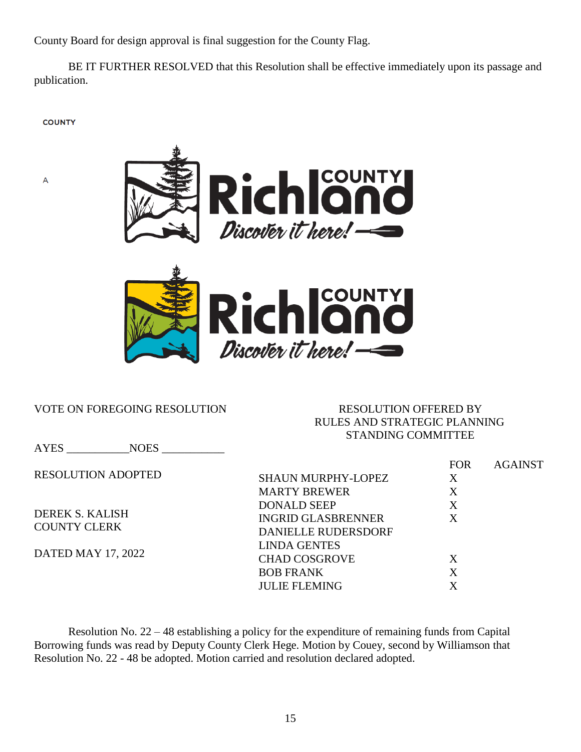County Board for design approval is final suggestion for the County Flag.

BE IT FURTHER RESOLVED that this Resolution shall be effective immediately upon its passage and publication.

COUNTY

A

VOTE ON FOREGOING RESOLUTION

AYES ___________NOES ___________

RESOLUTION ADOPTED

DEREK S. KALISH
COUNTY CLERK

DATED MAY 17, 2022

RESOLUTION OFFERED BY
RULES AND STRATEGIC PLANNING
STANDING COMMITTEE

| | FOR | AGAINST |
|---|---|---|
| SHAUN MURPHY-LOPEZ | X | |
| MARTY BREWER | X | |
| DONALD SEEP | X | |
| INGRID GLASBRENNER | X | |
| DANIELLE RUDERSDORF | | |
| LINDA GENTES | | |
| CHAD COSGROVE | X | |
| BOB FRANK | X | |
| JULIE FLEMING | X | |

Resolution No. 22 – 48 establishing a policy for the expenditure of remaining funds from Capital Borrowing funds was read by Deputy County Clerk Hege. Motion by Couey, second by Williamson that Resolution No. 22 - 48 be adopted. Motion carried and resolution declared adopted.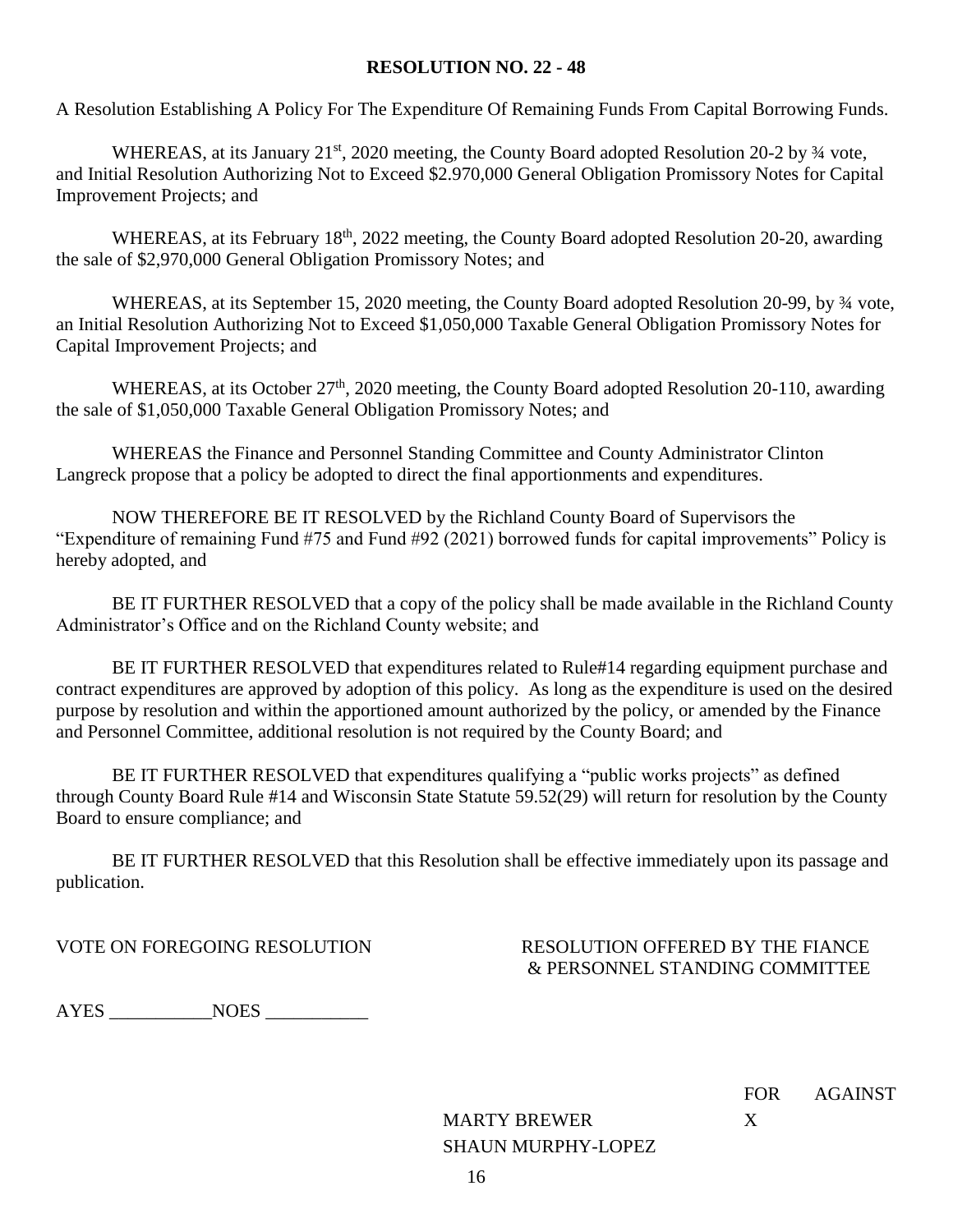**RESOLUTION NO. 22 - 48**

A Resolution Establishing A Policy For The Expenditure Of Remaining Funds From Capital Borrowing Funds.

WHEREAS, at its January 21st, 2020 meeting, the County Board adopted Resolution 20-2 by ¾ vote, and Initial Resolution Authorizing Not to Exceed $2.970,000 General Obligation Promissory Notes for Capital Improvement Projects; and

WHEREAS, at its February 18th, 2022 meeting, the County Board adopted Resolution 20-20, awarding the sale of $2,970,000 General Obligation Promissory Notes; and

WHEREAS, at its September 15, 2020 meeting, the County Board adopted Resolution 20-99, by ¾ vote, an Initial Resolution Authorizing Not to Exceed $1,050,000 Taxable General Obligation Promissory Notes for Capital Improvement Projects; and

WHEREAS, at its October 27th, 2020 meeting, the County Board adopted Resolution 20-110, awarding the sale of $1,050,000 Taxable General Obligation Promissory Notes; and

WHEREAS the Finance and Personnel Standing Committee and County Administrator Clinton Langreck propose that a policy be adopted to direct the final apportionments and expenditures.

NOW THEREFORE BE IT RESOLVED by the Richland County Board of Supervisors the "Expenditure of remaining Fund #75 and Fund #92 (2021) borrowed funds for capital improvements" Policy is hereby adopted, and

BE IT FURTHER RESOLVED that a copy of the policy shall be made available in the Richland County Administrator's Office and on the Richland County website; and

BE IT FURTHER RESOLVED that expenditures related to Rule#14 regarding equipment purchase and contract expenditures are approved by adoption of this policy. As long as the expenditure is used on the desired purpose by resolution and within the apportioned amount authorized by the policy, or amended by the Finance and Personnel Committee, additional resolution is not required by the County Board; and

BE IT FURTHER RESOLVED that expenditures qualifying a "public works projects" as defined through County Board Rule #14 and Wisconsin State Statute 59.52(29) will return for resolution by the County Board to ensure compliance; and

BE IT FURTHER RESOLVED that this Resolution shall be effective immediately upon its passage and publication.

VOTE ON FOREGOING RESOLUTION

RESOLUTION OFFERED BY THE FIANCE & PERSONNEL STANDING COMMITTEE

AYES \_\_\_\_\_\_\_\_\_\_\_NOES \_\_\_\_\_\_\_\_\_\_\_

| | FOR | AGAINST |
|---|---|---|
| MARTY BREWER | X | |
| SHAUN MURPHY-LOPEZ | | |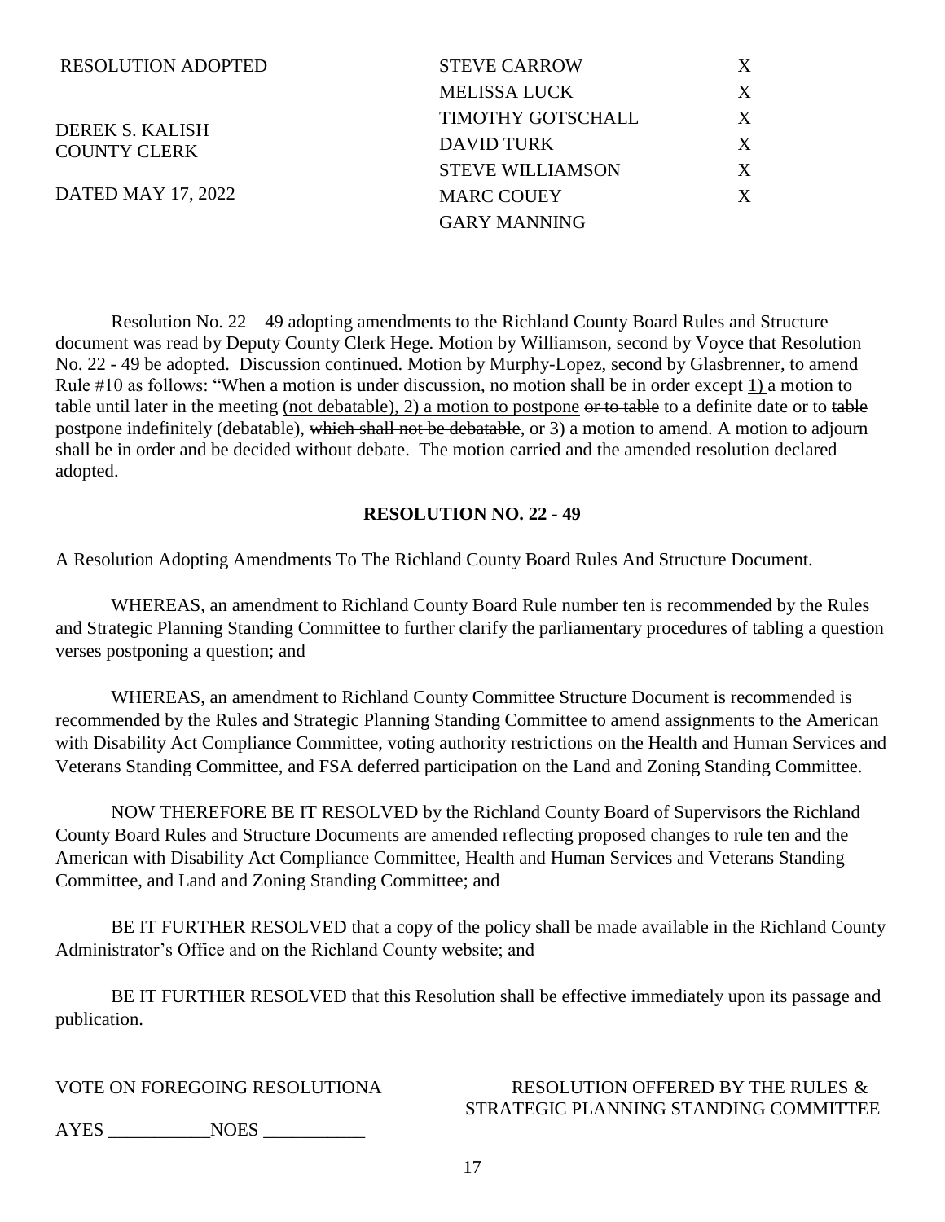| RESOLUTION ADOPTED | STEVE CARROW | X |
|---|---|---|
| | MELISSA LUCK | X |
| DEREK S. KALISH | TIMOTHY GOTSCHALL | X |
| COUNTY CLERK | DAVID TURK | X |
| | STEVE WILLIAMSON | X |
| DATED MAY 17, 2022 | MARC COUEY | X |
| | GARY MANNING | |

Resolution No. 22 – 49 adopting amendments to the Richland County Board Rules and Structure document was read by Deputy County Clerk Hege. Motion by Williamson, second by Voyce that Resolution No. 22 - 49 be adopted. Discussion continued. Motion by Murphy-Lopez, second by Glasbrenner, to amend Rule #10 as follows: "When a motion is under discussion, no motion shall be in order except <u>1)</u> a motion to table until later in the meeting <u>(not debatable), 2) a motion to postpone</u> ~~or to table~~ to a definite date or to ~~table~~ postpone indefinitely <u>(debatable)</u>, ~~which shall not be debatable~~, or <u>3)</u> a motion to amend. A motion to adjourn shall be in order and be decided without debate. The motion carried and the amended resolution declared adopted.

**RESOLUTION NO. 22 - 49**

A Resolution Adopting Amendments To The Richland County Board Rules And Structure Document.

WHEREAS, an amendment to Richland County Board Rule number ten is recommended by the Rules and Strategic Planning Standing Committee to further clarify the parliamentary procedures of tabling a question verses postponing a question; and

WHEREAS, an amendment to Richland County Committee Structure Document is recommended is recommended by the Rules and Strategic Planning Standing Committee to amend assignments to the American with Disability Act Compliance Committee, voting authority restrictions on the Health and Human Services and Veterans Standing Committee, and FSA deferred participation on the Land and Zoning Standing Committee.

NOW THEREFORE BE IT RESOLVED by the Richland County Board of Supervisors the Richland County Board Rules and Structure Documents are amended reflecting proposed changes to rule ten and the American with Disability Act Compliance Committee, Health and Human Services and Veterans Standing Committee, and Land and Zoning Standing Committee; and

BE IT FURTHER RESOLVED that a copy of the policy shall be made available in the Richland County Administrator's Office and on the Richland County website; and

BE IT FURTHER RESOLVED that this Resolution shall be effective immediately upon its passage and publication.

VOTE ON FOREGOING RESOLUTIONA

AYES \_\_\_\_\_\_\_\_\_\_\_NOES \_\_\_\_\_\_\_\_\_\_\_

RESOLUTION OFFERED BY THE RULES & STRATEGIC PLANNING STANDING COMMITTEE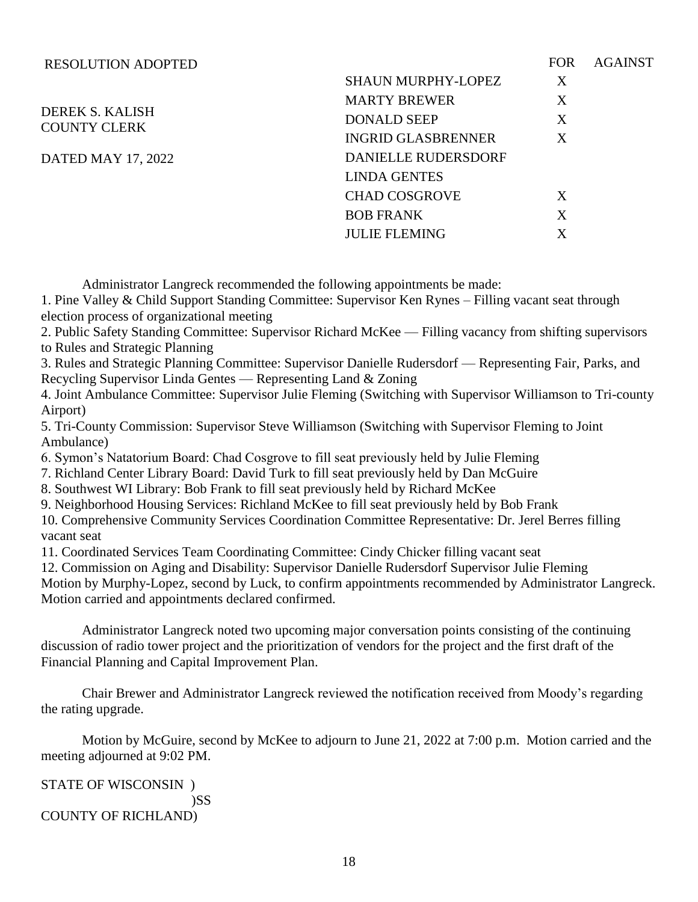RESOLUTION ADOPTED

DEREK S. KALISH
COUNTY CLERK

DATED MAY 17, 2022

| | FOR | AGAINST |
|---|---|---|
| SHAUN MURPHY-LOPEZ | X | |
| MARTY BREWER | X | |
| DONALD SEEP | X | |
| INGRID GLASBRENNER | X | |
| DANIELLE RUDERSDORF | | |
| LINDA GENTES | | |
| CHAD COSGROVE | X | |
| BOB FRANK | X | |
| JULIE FLEMING | X | |

Administrator Langreck recommended the following appointments be made:

1. Pine Valley & Child Support Standing Committee: Supervisor Ken Rynes – Filling vacant seat through election process of organizational meeting
2. Public Safety Standing Committee: Supervisor Richard McKee — Filling vacancy from shifting supervisors to Rules and Strategic Planning
3. Rules and Strategic Planning Committee: Supervisor Danielle Rudersdorf — Representing Fair, Parks, and Recycling Supervisor Linda Gentes — Representing Land & Zoning
4. Joint Ambulance Committee: Supervisor Julie Fleming (Switching with Supervisor Williamson to Tri-county Airport)
5. Tri-County Commission: Supervisor Steve Williamson (Switching with Supervisor Fleming to Joint Ambulance)
6. Symon's Natatorium Board: Chad Cosgrove to fill seat previously held by Julie Fleming
7. Richland Center Library Board: David Turk to fill seat previously held by Dan McGuire
8. Southwest WI Library: Bob Frank to fill seat previously held by Richard McKee
9. Neighborhood Housing Services: Richland McKee to fill seat previously held by Bob Frank
10. Comprehensive Community Services Coordination Committee Representative: Dr. Jerel Berres filling vacant seat
11. Coordinated Services Team Coordinating Committee: Cindy Chicker filling vacant seat
12. Commission on Aging and Disability: Supervisor Danielle Rudersdorf Supervisor Julie Fleming

Motion by Murphy-Lopez, second by Luck, to confirm appointments recommended by Administrator Langreck. Motion carried and appointments declared confirmed.

Administrator Langreck noted two upcoming major conversation points consisting of the continuing discussion of radio tower project and the prioritization of vendors for the project and the first draft of the Financial Planning and Capital Improvement Plan.

Chair Brewer and Administrator Langreck reviewed the notification received from Moody's regarding the rating upgrade.

Motion by McGuire, second by McKee to adjourn to June 21, 2022 at 7:00 p.m. Motion carried and the meeting adjourned at 9:02 PM.

STATE OF WISCONSIN )
)SS
COUNTY OF RICHLAND)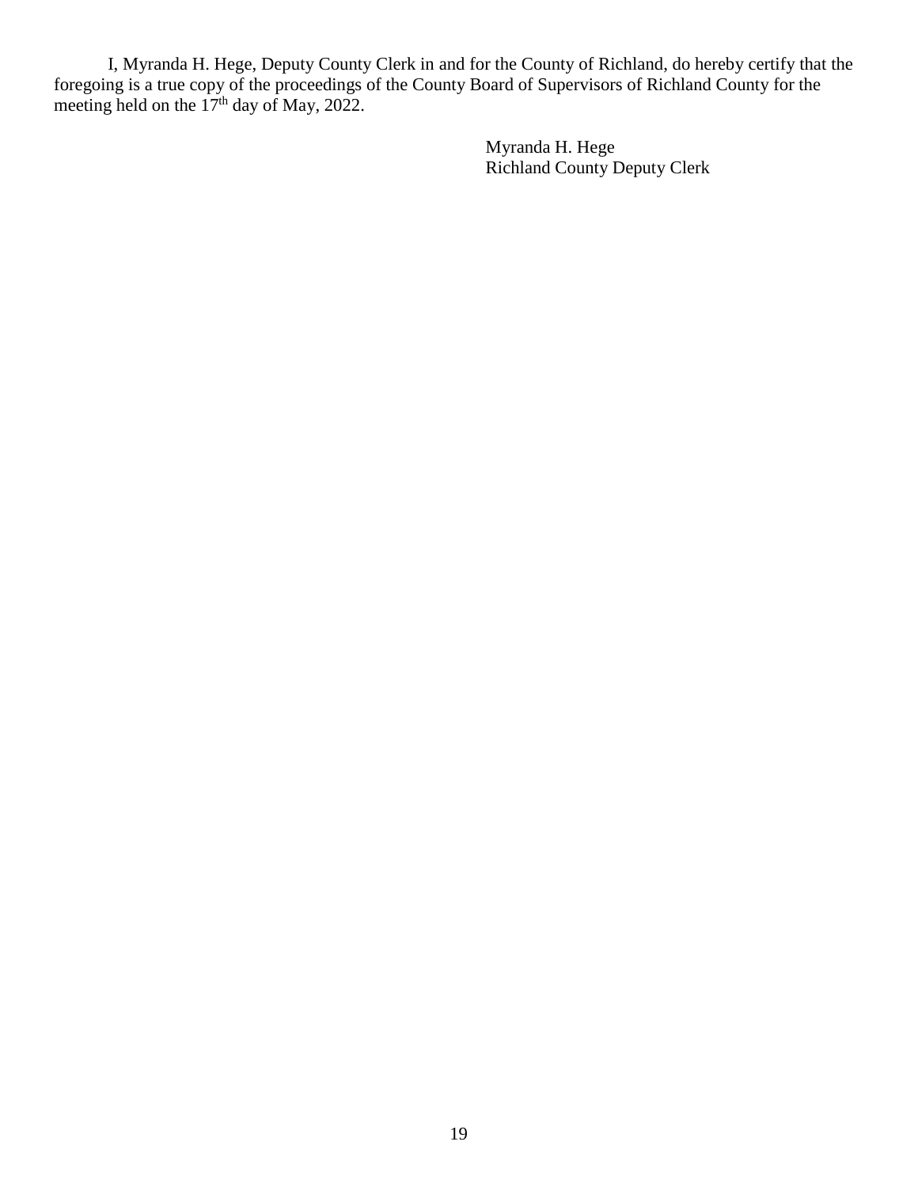I, Myranda H. Hege, Deputy County Clerk in and for the County of Richland, do hereby certify that the foregoing is a true copy of the proceedings of the County Board of Supervisors of Richland County for the meeting held on the 17th day of May, 2022.

Myranda H. Hege
Richland County Deputy Clerk